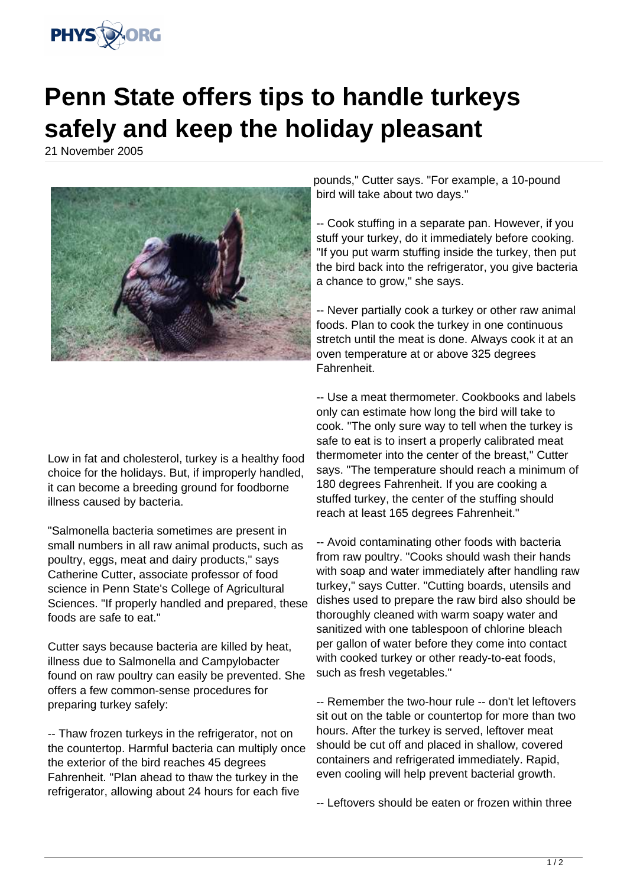# Penn State offers tips to handle turkeys safely and keep the holiday pleasant

21 November 2005

Low in fat and cholesterol, turkey is a healthy food choice for the holidays. But, if improperly handled, it can become a breeding ground for foodborne illness caused by bacteria.

"Salmonella bacteria sometimes are present in small numbers in all raw animal products, such as poultry, eggs, meat and dairy products," says Catherine Cutter, associate professor of food science in Penn State's College of Agricultural Sciences. "If properly handled and prepared, these foods are safe to eat."

Cutter says because bacteria are killed by heat, illness due to Salmonella and Campylobacter found on raw poultry can easily be prevented. She offers a few common-sense procedures for preparing turkey safely:

-- Thaw frozen turkeys in the refrigerator, not on the countertop. Harmful bacteria can multiply once the exterior of the bird reaches 45 degrees Fahrenheit. "Plan ahead to thaw the turkey in the refrigerator, allowing about 24 hours for each five pounds," Cutter says. "For example, a 10-pound bird will take about two days."

-- Cook stuffing in a separate pan. However, if you stuff your turkey, do it immediately before cooking. "If you put warm stuffing inside the turkey, then put the bird back into the refrigerator, you give bacteria a chance to grow," she says.

-- Never partially cook a turkey or other raw animal foods. Plan to cook the turkey in one continuous stretch until the meat is done. Always cook it at an oven temperature at or above 325 degrees Fahrenheit.

-- Use a meat thermometer. Cookbooks and labels only can estimate how long the bird will take to cook. "The only sure way to tell when the turkey is safe to eat is to insert a properly calibrated meat thermometer into the center of the breast," Cutter says. "The temperature should reach a minimum of 180 degrees Fahrenheit. If you are cooking a stuffed turkey, the center of the stuffing should reach at least 165 degrees Fahrenheit."

-- Avoid contaminating other foods with bacteria from raw poultry. "Cooks should wash their hands with soap and water immediately after handling raw turkey," says Cutter. "Cutting boards, utensils and dishes used to prepare the raw bird also should be thoroughly cleaned with warm soapy water and sanitized with one tablespoon of chlorine bleach per gallon of water before they come into contact with cooked turkey or other ready-to-eat foods, such as fresh vegetables."

-- Remember the two-hour rule -- don't let leftovers sit out on the table or countertop for more than two hours. After the turkey is served, leftover meat should be cut off and placed in shallow, covered containers and refrigerated immediately. Rapid, even cooling will help prevent bacterial growth.

-- Leftovers should be eaten or frozen within three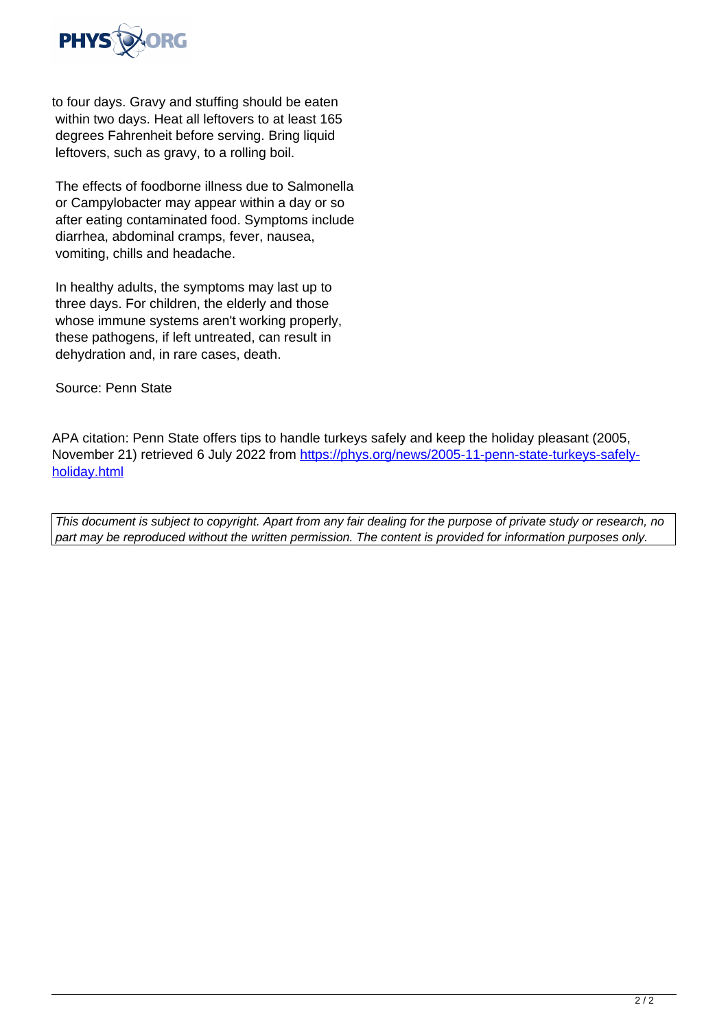to four days. Gravy and stuffing should be eaten within two days. Heat all leftovers to at least 165 degrees Fahrenheit before serving. Bring liquid leftovers, such as gravy, to a rolling boil.

The effects of foodborne illness due to Salmonella or Campylobacter may appear within a day or so after eating contaminated food. Symptoms include diarrhea, abdominal cramps, fever, nausea, vomiting, chills and headache.

In healthy adults, the symptoms may last up to three days. For children, the elderly and those whose immune systems aren't working properly, these pathogens, if left untreated, can result in dehydration and, in rare cases, death.

Source: Penn State

APA citation: Penn State offers tips to handle turkeys safely and keep the holiday pleasant (2005, November 21) retrieved 6 July 2022 from https://phys.org/news/2005-11-penn-state-turkeys-safely-holiday.html

*This document is subject to copyright. Apart from any fair dealing for the purpose of private study or research, no part may be reproduced without the written permission. The content is provided for information purposes only.*